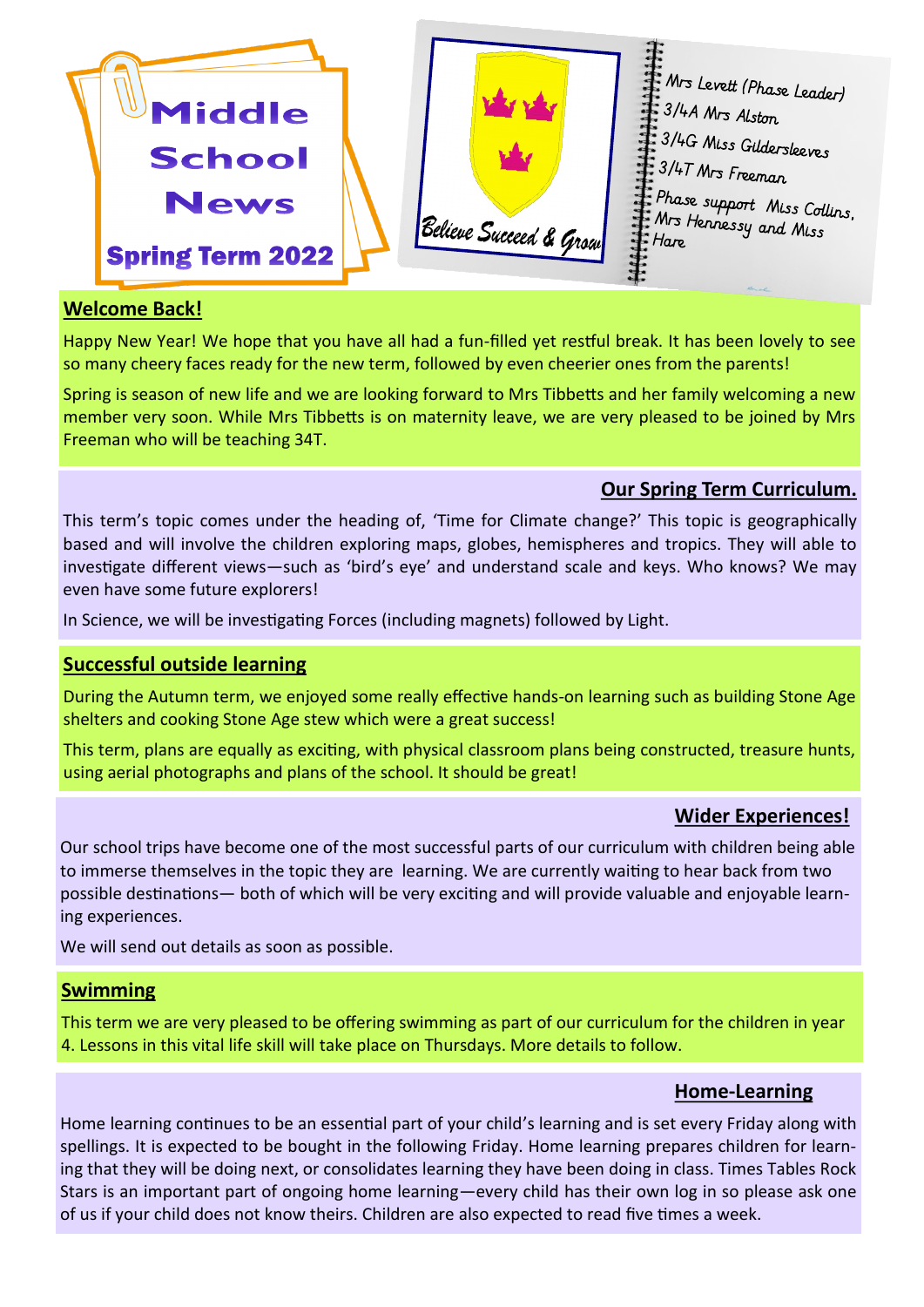# Middle School News

## Spring Term 2022

Believe Succeed & Grow

Mrs Levett (Phase Leader)
3/4A Mrs Alston
3/4G Miss Gildersleeves
3/4T Mrs Freeman
Phase support Miss Collins, Mrs Hennessy and Miss Hare

## Welcome Back!

Happy New Year! We hope that you have all had a fun-filled yet restful break. It has been lovely to see so many cheery faces ready for the new term, followed by even cheerier ones from the parents!

Spring is season of new life and we are looking forward to Mrs Tibbetts and her family welcoming a new member very soon. While Mrs Tibbetts is on maternity leave, we are very pleased to be joined by Mrs Freeman who will be teaching 34T.

## Our Spring Term Curriculum.

This term's topic comes under the heading of, 'Time for Climate change?' This topic is geographically based and will involve the children exploring maps, globes, hemispheres and tropics. They will able to investigate different views—such as 'bird's eye' and understand scale and keys. Who knows? We may even have some future explorers!

In Science, we will be investigating Forces (including magnets) followed by Light.

## Successful outside learning

During the Autumn term, we enjoyed some really effective hands-on learning such as building Stone Age shelters and cooking Stone Age stew which were a great success!

This term, plans are equally as exciting, with physical classroom plans being constructed, treasure hunts, using aerial photographs and plans of the school. It should be great!

## Wider Experiences!

Our school trips have become one of the most successful parts of our curriculum with children being able to immerse themselves in the topic they are learning. We are currently waiting to hear back from two possible destinations— both of which will be very exciting and will provide valuable and enjoyable learning experiences.

We will send out details as soon as possible.

## Swimming

This term we are very pleased to be offering swimming as part of our curriculum for the children in year 4. Lessons in this vital life skill will take place on Thursdays. More details to follow.

## Home-Learning

Home learning continues to be an essential part of your child's learning and is set every Friday along with spellings. It is expected to be bought in the following Friday. Home learning prepares children for learning that they will be doing next, or consolidates learning they have been doing in class. Times Tables Rock Stars is an important part of ongoing home learning—every child has their own log in so please ask one of us if your child does not know theirs. Children are also expected to read five times a week.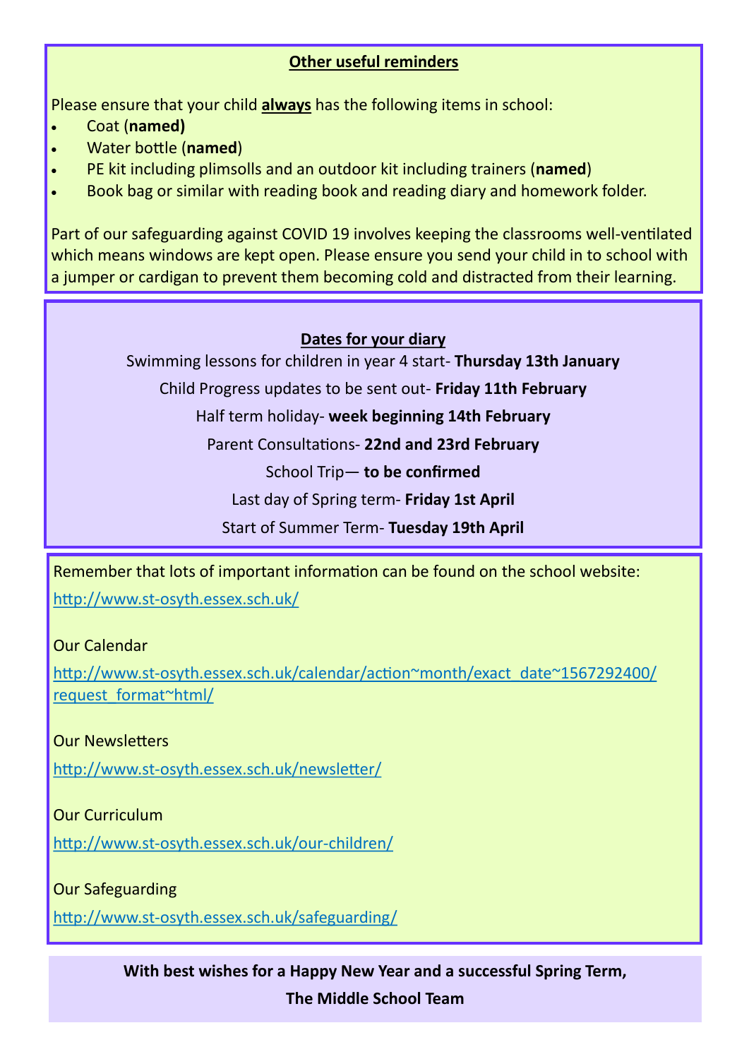## Other useful reminders

Please ensure that your child **always** has the following items in school:

- Coat (**named)**
- Water bottle (**named**)
- PE kit including plimsolls and an outdoor kit including trainers (**named**)
- Book bag or similar with reading book and reading diary and homework folder.

Part of our safeguarding against COVID 19 involves keeping the classrooms well-ventilated which means windows are kept open. Please ensure you send your child in to school with a jumper or cardigan to prevent them becoming cold and distracted from their learning.

## Dates for your diary

Swimming lessons for children in year 4 start- **Thursday 13th January**

Child Progress updates to be sent out- **Friday 11th February**

Half term holiday- **week beginning 14th February**

Parent Consultations- **22nd and 23rd February**

School Trip— **to be confirmed**

Last day of Spring term- **Friday 1st April**

Start of Summer Term- **Tuesday 19th April**

Remember that lots of important information can be found on the school website:

http://www.st-osyth.essex.sch.uk/

Our Calendar

http://www.st-osyth.essex.sch.uk/calendar/action~month/exact_date~1567292400/request_format~html/

Our Newsletters

http://www.st-osyth.essex.sch.uk/newsletter/

Our Curriculum

http://www.st-osyth.essex.sch.uk/our-children/

Our Safeguarding

http://www.st-osyth.essex.sch.uk/safeguarding/

**With best wishes for a Happy New Year and a successful Spring Term,**

**The Middle School Team**